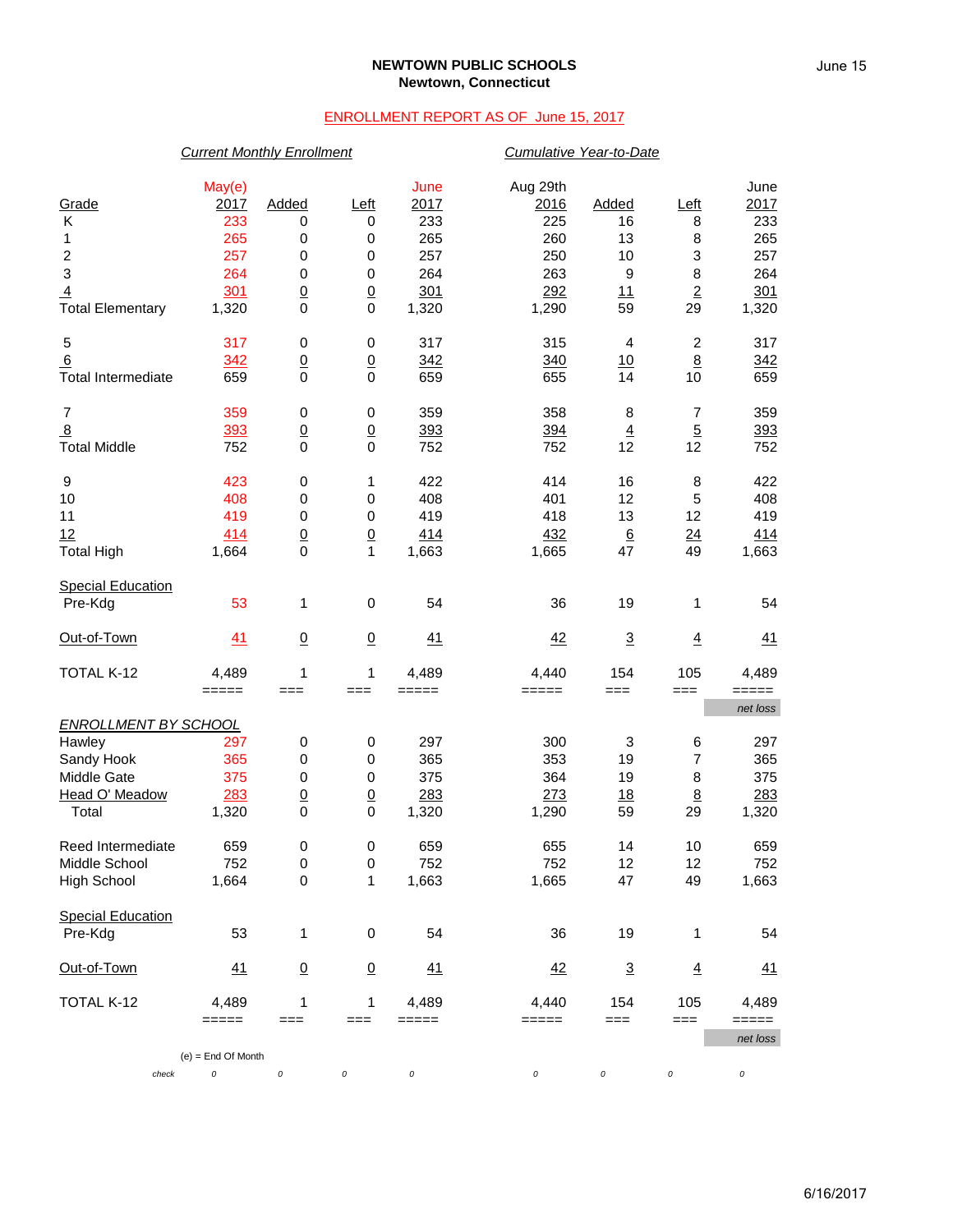**NEWTOWN PUBLIC SCHOOLS**
**Newtown, Connecticut**

ENROLLMENT REPORT AS OF June 15, 2017

| | *Current Monthly Enrollment* | | | | *Cumulative Year-to-Date* | | | |
|---|---|---|---|---|---|---|---|---|
| Grade | May(e) 2017 | Added | Left | June 2017 | Aug 29th 2016 | Added | Left | June 2017 |
| K | 233 | 0 | 0 | 233 | 225 | 16 | 8 | 233 |
| 1 | 265 | 0 | 0 | 265 | 260 | 13 | 8 | 265 |
| 2 | 257 | 0 | 0 | 257 | 250 | 10 | 3 | 257 |
| 3 | 264 | 0 | 0 | 264 | 263 | 9 | 8 | 264 |
| 4 | 301 | 0 | 0 | 301 | 292 | 11 | 2 | 301 |
| Total Elementary | 1,320 | 0 | 0 | 1,320 | 1,290 | 59 | 29 | 1,320 |
| 5 | 317 | 0 | 0 | 317 | 315 | 4 | 2 | 317 |
| 6 | 342 | 0 | 0 | 342 | 340 | 10 | 8 | 342 |
| Total Intermediate | 659 | 0 | 0 | 659 | 655 | 14 | 10 | 659 |
| 7 | 359 | 0 | 0 | 359 | 358 | 8 | 7 | 359 |
| 8 | 393 | 0 | 0 | 393 | 394 | 4 | 5 | 393 |
| Total Middle | 752 | 0 | 0 | 752 | 752 | 12 | 12 | 752 |
| 9 | 423 | 0 | 1 | 422 | 414 | 16 | 8 | 422 |
| 10 | 408 | 0 | 0 | 408 | 401 | 12 | 5 | 408 |
| 11 | 419 | 0 | 0 | 419 | 418 | 13 | 12 | 419 |
| 12 | 414 | 0 | 0 | 414 | 432 | 6 | 24 | 414 |
| Total High | 1,664 | 0 | 1 | 1,663 | 1,665 | 47 | 49 | 1,663 |
| Special Education Pre-Kdg | 53 | 1 | 0 | 54 | 36 | 19 | 1 | 54 |
| Out-of-Town | 41 | 0 | 0 | 41 | 42 | 3 | 4 | 41 |
| TOTAL K-12 | 4,489 | 1 | 1 | 4,489 | 4,440 | 154 | 105 | 4,489 |
| | | | | | | | | net loss |

| *ENROLLMENT BY SCHOOL* | May(e) 2017 | Added | Left | June 2017 | Aug 29th 2016 | Added | Left | June 2017 |
|---|---|---|---|---|---|---|---|---|
| Hawley | 297 | 0 | 0 | 297 | 300 | 3 | 6 | 297 |
| Sandy Hook | 365 | 0 | 0 | 365 | 353 | 19 | 7 | 365 |
| Middle Gate | 375 | 0 | 0 | 375 | 364 | 19 | 8 | 375 |
| Head O' Meadow | 283 | 0 | 0 | 283 | 273 | 18 | 8 | 283 |
| Total | 1,320 | 0 | 0 | 1,320 | 1,290 | 59 | 29 | 1,320 |
| Reed Intermediate | 659 | 0 | 0 | 659 | 655 | 14 | 10 | 659 |
| Middle School | 752 | 0 | 0 | 752 | 752 | 12 | 12 | 752 |
| High School | 1,664 | 0 | 1 | 1,663 | 1,665 | 47 | 49 | 1,663 |
| Special Education Pre-Kdg | 53 | 1 | 0 | 54 | 36 | 19 | 1 | 54 |
| Out-of-Town | 41 | 0 | 0 | 41 | 42 | 3 | 4 | 41 |
| TOTAL K-12 | 4,489 | 1 | 1 | 4,489 | 4,440 | 154 | 105 | 4,489 |
| | | | | | | | | net loss |
| check | 0 | 0 | 0 | 0 | 0 | 0 | 0 | 0 |

(e) = End Of Month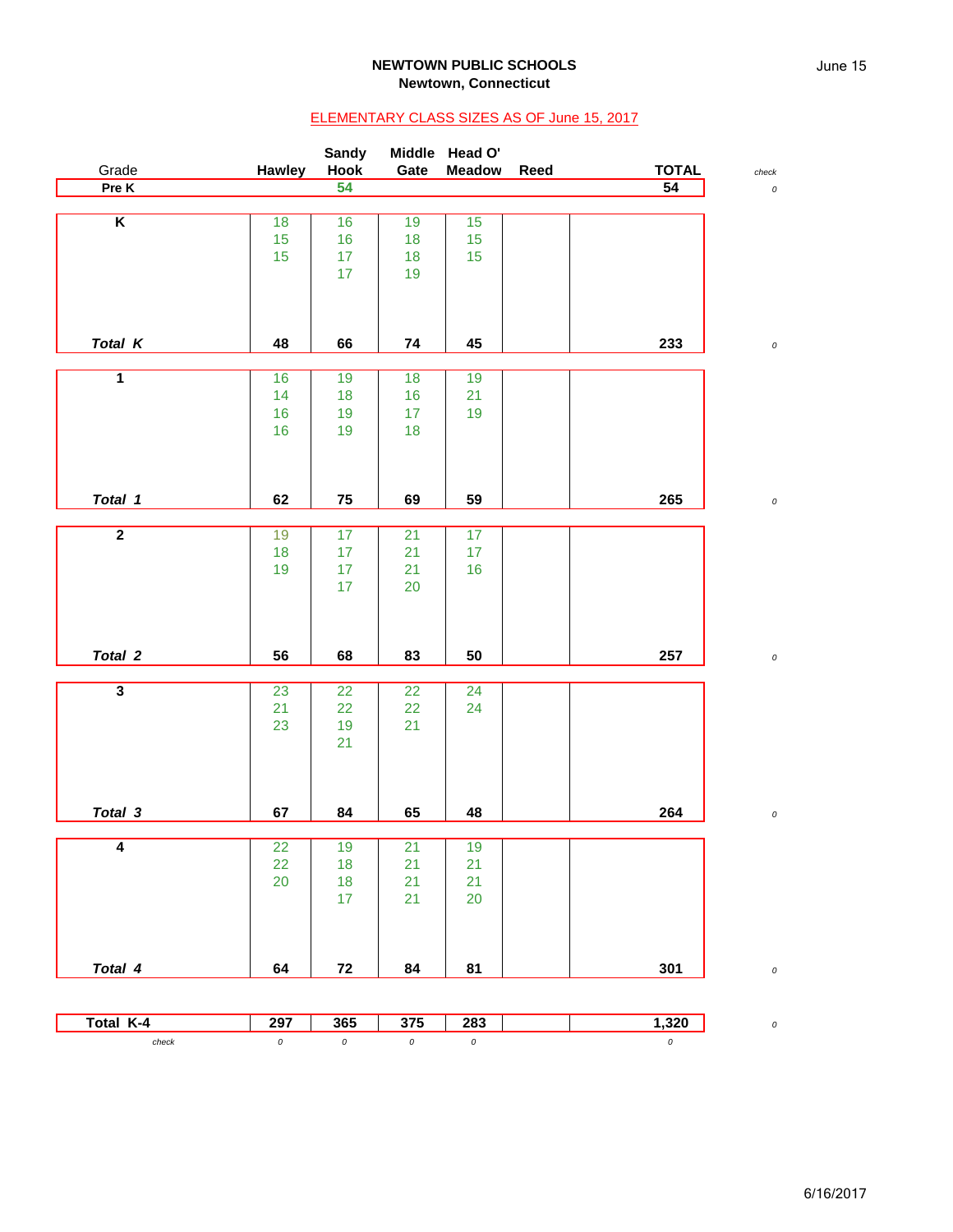**NEWTOWN PUBLIC SCHOOLS**
**Newtown, Connecticut**

June 15

ELEMENTARY CLASS SIZES AS OF June 15, 2017

| Grade | Hawley | Sandy Hook | Middle Gate | Head O' Meadow | Reed | TOTAL | check |
|---|---|---|---|---|---|---|---|
| **Pre K** | | 54 | | | | **54** | 0 |
| **K** | 18 | 16 | 19 | 15 | | | |
| | 15 | 16 | 18 | 15 | | | |
| | 15 | 17 | 18 | 15 | | | |
| | | 17 | 19 | | | | |
| ***Total K*** | **48** | **66** | **74** | **45** | | **233** | 0 |
| **1** | 16 | 19 | 18 | 19 | | | |
| | 14 | 18 | 16 | 21 | | | |
| | 16 | 19 | 17 | 19 | | | |
| | 16 | 19 | 18 | | | | |
| ***Total 1*** | **62** | **75** | **69** | **59** | | **265** | 0 |
| **2** | 19 | 17 | 21 | 17 | | | |
| | 18 | 17 | 21 | 17 | | | |
| | 19 | 17 | 21 | 16 | | | |
| | | 17 | 20 | | | | |
| ***Total 2*** | **56** | **68** | **83** | **50** | | **257** | 0 |
| **3** | 23 | 22 | 22 | 24 | | | |
| | 21 | 22 | 22 | 24 | | | |
| | 23 | 19 | 21 | | | | |
| | | 21 | | | | | |
| ***Total 3*** | **67** | **84** | **65** | **48** | | **264** | 0 |
| **4** | 22 | 19 | 21 | 19 | | | |
| | 22 | 18 | 21 | 21 | | | |
| | 20 | 18 | 21 | 21 | | | |
| | | 17 | 21 | 20 | | | |
| ***Total 4*** | **64** | **72** | **84** | **81** | | **301** | 0 |
| **Total K-4** | **297** | **365** | **375** | **283** | | **1,320** | 0 |
| *check* | *0* | *0* | *0* | *0* | | *0* | |

6/16/2017